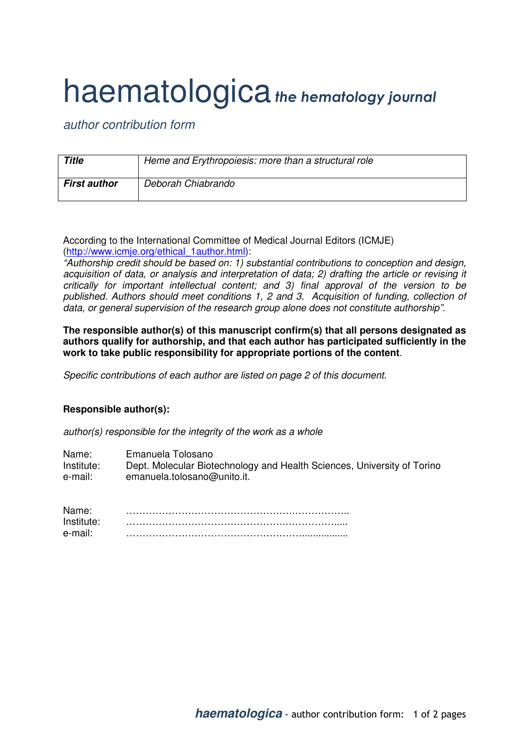# haematologica *the hematology journal*

*author contribution form*

| *Title* | *Heme and Erythropoiesis: more than a structural role* |
|---|---|
| ***First author*** | *Deborah Chiabrando* |

According to the International Committee of Medical Journal Editors (ICMJE) (http://www.icmje.org/ethical_1author.html):
*"Authorship credit should be based on: 1) substantial contributions to conception and design, acquisition of data, or analysis and interpretation of data; 2) drafting the article or revising it critically for important intellectual content; and 3) final approval of the version to be published. Authors should meet conditions 1, 2 and 3. Acquisition of funding, collection of data, or general supervision of the research group alone does not constitute authorship".*

**The responsible author(s) of this manuscript confirm(s) that all persons designated as authors qualify for authorship, and that each author has participated sufficiently in the work to take public responsibility for appropriate portions of the content**.

*Specific contributions of each author are listed on page 2 of this document.*

**Responsible author(s):**

*author(s) responsible for the integrity of the work as a whole*

Name: Emanuela Tolosano
Institute: Dept. Molecular Biotechnology and Health Sciences, University of Torino
e-mail: emanuela.tolosano@unito.it.

Name: ………………………………………………………………..
Institute: ………………………………………………………….....
e-mail: ………………………………………………….................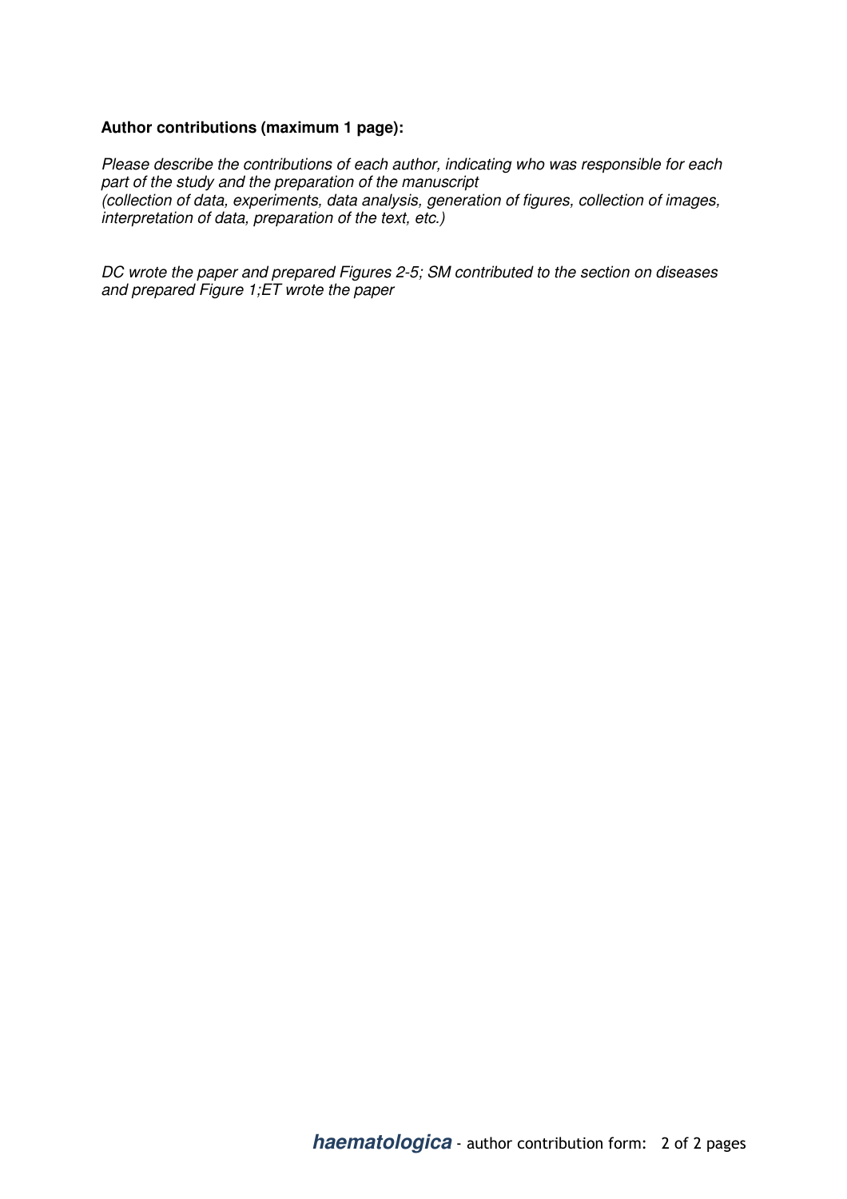**Author contributions (maximum 1 page):**

*Please describe the contributions of each author, indicating who was responsible for each part of the study and the preparation of the manuscript (collection of data, experiments, data analysis, generation of figures, collection of images, interpretation of data, preparation of the text, etc.)*

*DC wrote the paper and prepared Figures 2-5; SM contributed to the section on diseases and prepared Figure 1;ET wrote the paper*